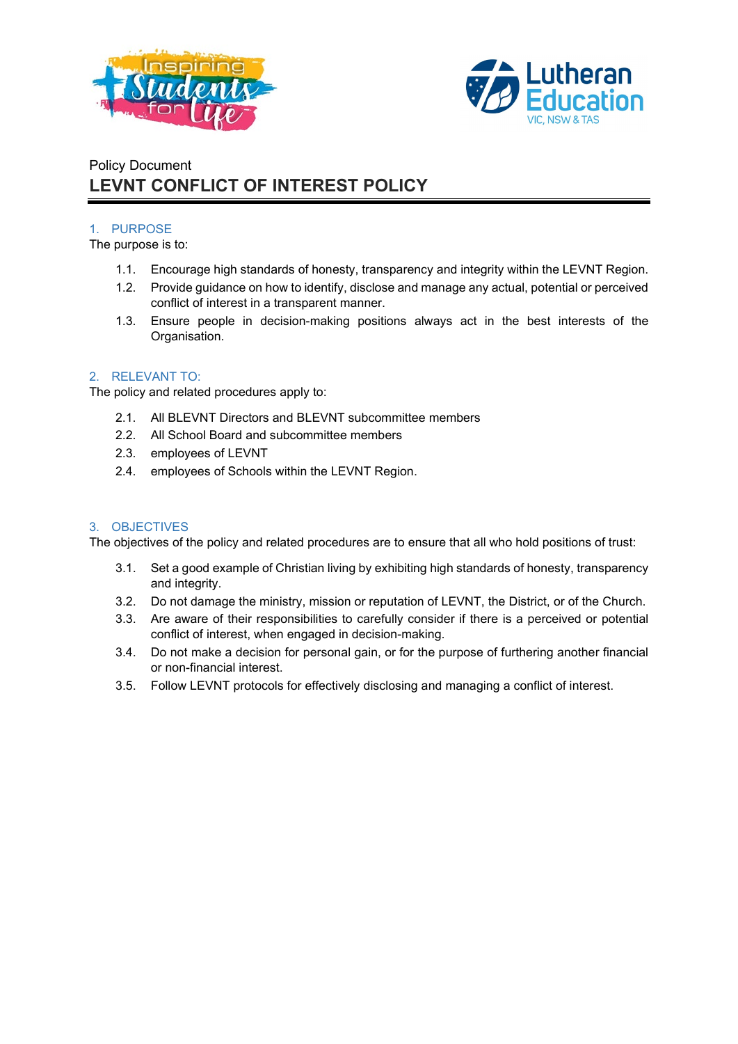Policy Document

# LEVNT CONFLICT OF INTEREST POLICY

## 1. PURPOSE

The purpose is to:

1.1. Encourage high standards of honesty, transparency and integrity within the LEVNT Region.

1.2. Provide guidance on how to identify, disclose and manage any actual, potential or perceived conflict of interest in a transparent manner.

1.3. Ensure people in decision-making positions always act in the best interests of the Organisation.

## 2. RELEVANT TO:

The policy and related procedures apply to:

2.1. All BLEVNT Directors and BLEVNT subcommittee members

2.2. All School Board and subcommittee members

2.3. employees of LEVNT

2.4. employees of Schools within the LEVNT Region.

## 3. OBJECTIVES

The objectives of the policy and related procedures are to ensure that all who hold positions of trust:

3.1. Set a good example of Christian living by exhibiting high standards of honesty, transparency and integrity.

3.2. Do not damage the ministry, mission or reputation of LEVNT, the District, or of the Church.

3.3. Are aware of their responsibilities to carefully consider if there is a perceived or potential conflict of interest, when engaged in decision-making.

3.4. Do not make a decision for personal gain, or for the purpose of furthering another financial or non-financial interest.

3.5. Follow LEVNT protocols for effectively disclosing and managing a conflict of interest.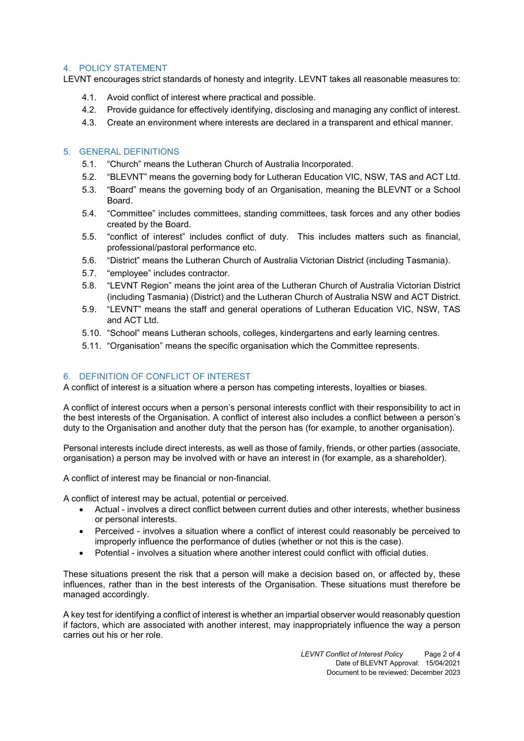## 4. POLICY STATEMENT

LEVNT encourages strict standards of honesty and integrity. LEVNT takes all reasonable measures to:

4.1. Avoid conflict of interest where practical and possible.

4.2. Provide guidance for effectively identifying, disclosing and managing any conflict of interest.

4.3. Create an environment where interests are declared in a transparent and ethical manner.

## 5. GENERAL DEFINITIONS

5.1. "Church" means the Lutheran Church of Australia Incorporated.

5.2. "BLEVNT" means the governing body for Lutheran Education VIC, NSW, TAS and ACT Ltd.

5.3. "Board" means the governing body of an Organisation, meaning the BLEVNT or a School Board.

5.4. "Committee" includes committees, standing committees, task forces and any other bodies created by the Board.

5.5. "conflict of interest" includes conflict of duty. This includes matters such as financial, professional/pastoral performance etc.

5.6. "District" means the Lutheran Church of Australia Victorian District (including Tasmania).

5.7. "employee" includes contractor.

5.8. "LEVNT Region" means the joint area of the Lutheran Church of Australia Victorian District (including Tasmania) (District) and the Lutheran Church of Australia NSW and ACT District.

5.9. "LEVNT" means the staff and general operations of Lutheran Education VIC, NSW, TAS and ACT Ltd.

5.10. "School" means Lutheran schools, colleges, kindergartens and early learning centres.

5.11. "Organisation" means the specific organisation which the Committee represents.

## 6. DEFINITION OF CONFLICT OF INTEREST

A conflict of interest is a situation where a person has competing interests, loyalties or biases.

A conflict of interest occurs when a person's personal interests conflict with their responsibility to act in the best interests of the Organisation. A conflict of interest also includes a conflict between a person's duty to the Organisation and another duty that the person has (for example, to another organisation).

Personal interests include direct interests, as well as those of family, friends, or other parties (associate, organisation) a person may be involved with or have an interest in (for example, as a shareholder).

A conflict of interest may be financial or non-financial.

A conflict of interest may be actual, potential or perceived.

- Actual - involves a direct conflict between current duties and other interests, whether business or personal interests.
- Perceived - involves a situation where a conflict of interest could reasonably be perceived to improperly influence the performance of duties (whether or not this is the case).
- Potential - involves a situation where another interest could conflict with official duties.

These situations present the risk that a person will make a decision based on, or affected by, these influences, rather than in the best interests of the Organisation. These situations must therefore be managed accordingly.

A key test for identifying a conflict of interest is whether an impartial observer would reasonably question if factors, which are associated with another interest, may inappropriately influence the way a person carries out his or her role.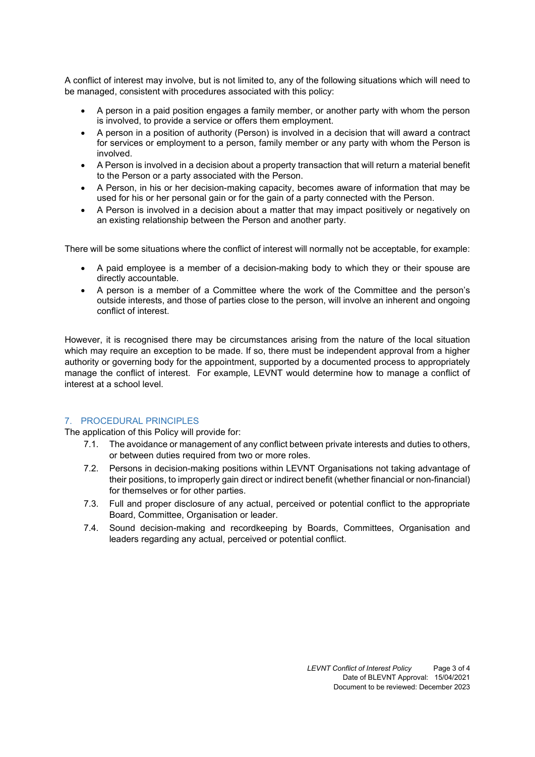A conflict of interest may involve, but is not limited to, any of the following situations which will need to be managed, consistent with procedures associated with this policy:

- A person in a paid position engages a family member, or another party with whom the person is involved, to provide a service or offers them employment.
- A person in a position of authority (Person) is involved in a decision that will award a contract for services or employment to a person, family member or any party with whom the Person is involved.
- A Person is involved in a decision about a property transaction that will return a material benefit to the Person or a party associated with the Person.
- A Person, in his or her decision-making capacity, becomes aware of information that may be used for his or her personal gain or for the gain of a party connected with the Person.
- A Person is involved in a decision about a matter that may impact positively or negatively on an existing relationship between the Person and another party.

There will be some situations where the conflict of interest will normally not be acceptable, for example:

- A paid employee is a member of a decision-making body to which they or their spouse are directly accountable.
- A person is a member of a Committee where the work of the Committee and the person's outside interests, and those of parties close to the person, will involve an inherent and ongoing conflict of interest.

However, it is recognised there may be circumstances arising from the nature of the local situation which may require an exception to be made. If so, there must be independent approval from a higher authority or governing body for the appointment, supported by a documented process to appropriately manage the conflict of interest. For example, LEVNT would determine how to manage a conflict of interest at a school level.

## 7. PROCEDURAL PRINCIPLES

The application of this Policy will provide for:

7.1. The avoidance or management of any conflict between private interests and duties to others, or between duties required from two or more roles.

7.2. Persons in decision-making positions within LEVNT Organisations not taking advantage of their positions, to improperly gain direct or indirect benefit (whether financial or non-financial) for themselves or for other parties.

7.3. Full and proper disclosure of any actual, perceived or potential conflict to the appropriate Board, Committee, Organisation or leader.

7.4. Sound decision-making and recordkeeping by Boards, Committees, Organisation and leaders regarding any actual, perceived or potential conflict.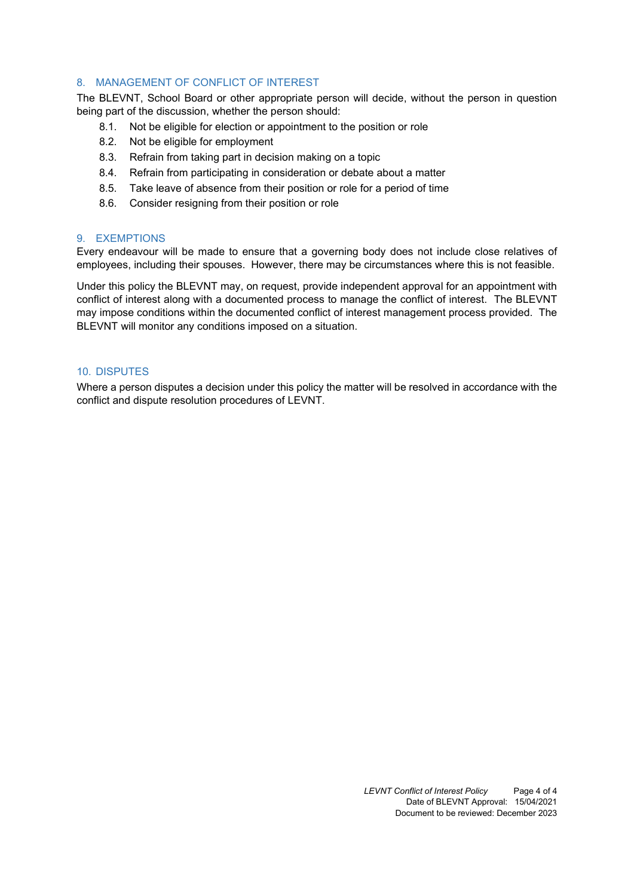## 8. MANAGEMENT OF CONFLICT OF INTEREST

The BLEVNT, School Board or other appropriate person will decide, without the person in question being part of the discussion, whether the person should:

- 8.1. Not be eligible for election or appointment to the position or role
- 8.2. Not be eligible for employment
- 8.3. Refrain from taking part in decision making on a topic
- 8.4. Refrain from participating in consideration or debate about a matter
- 8.5. Take leave of absence from their position or role for a period of time
- 8.6. Consider resigning from their position or role

## 9. EXEMPTIONS

Every endeavour will be made to ensure that a governing body does not include close relatives of employees, including their spouses. However, there may be circumstances where this is not feasible.

Under this policy the BLEVNT may, on request, provide independent approval for an appointment with conflict of interest along with a documented process to manage the conflict of interest. The BLEVNT may impose conditions within the documented conflict of interest management process provided. The BLEVNT will monitor any conditions imposed on a situation.

## 10. DISPUTES

Where a person disputes a decision under this policy the matter will be resolved in accordance with the conflict and dispute resolution procedures of LEVNT.